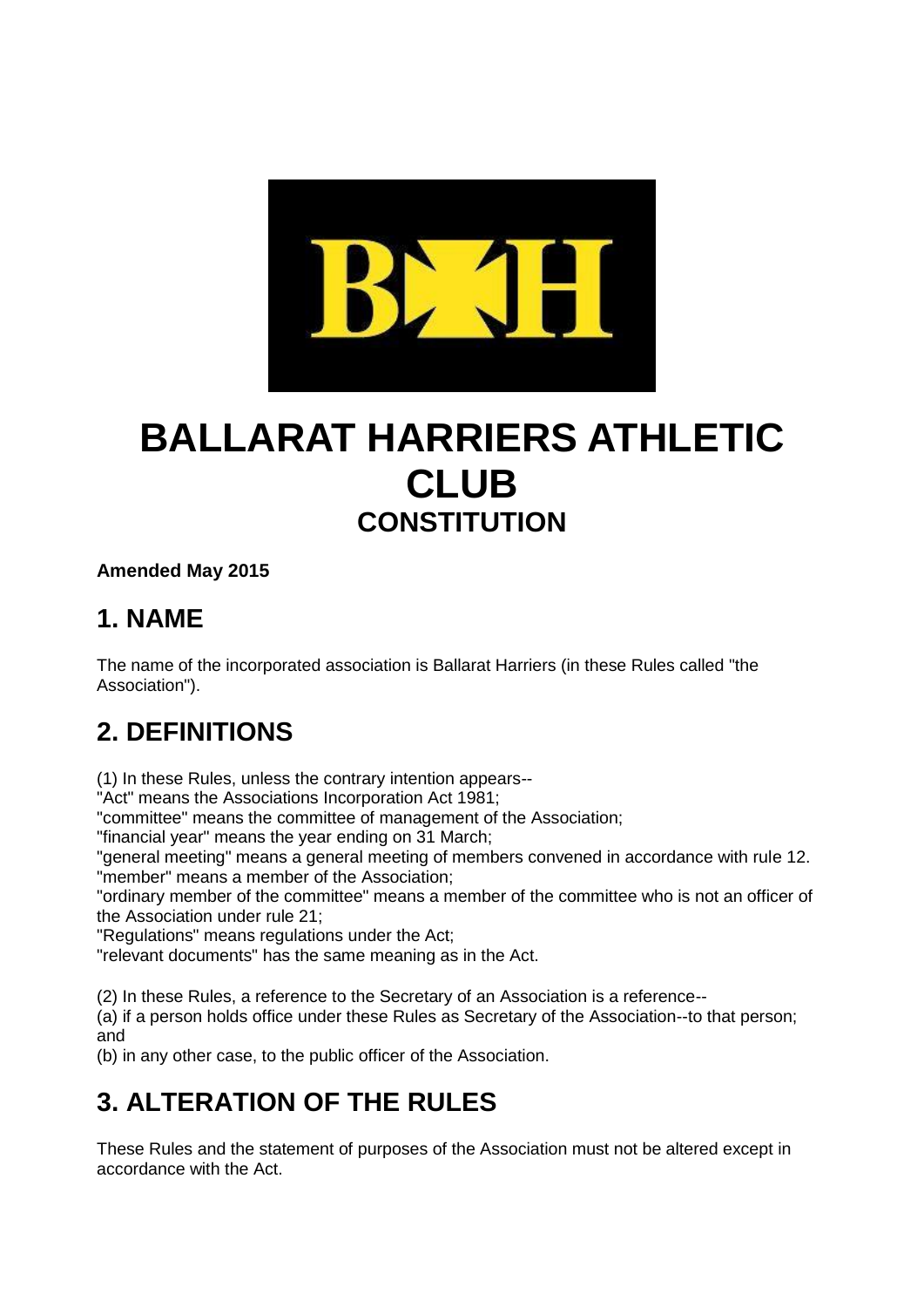# BALLARAT HARRIERS ATHLETIC CLUB

## CONSTITUTION

**Amended May 2015**

## 1. NAME

The name of the incorporated association is Ballarat Harriers (in these Rules called "the Association").

## 2. DEFINITIONS

(1) In these Rules, unless the contrary intention appears--
"Act" means the Associations Incorporation Act 1981;
"committee" means the committee of management of the Association;
"financial year" means the year ending on 31 March;
"general meeting" means a general meeting of members convened in accordance with rule 12.
"member" means a member of the Association;
"ordinary member of the committee" means a member of the committee who is not an officer of the Association under rule 21;
"Regulations" means regulations under the Act;
"relevant documents" has the same meaning as in the Act.

(2) In these Rules, a reference to the Secretary of an Association is a reference--
(a) if a person holds office under these Rules as Secretary of the Association--to that person; and
(b) in any other case, to the public officer of the Association.

## 3. ALTERATION OF THE RULES

These Rules and the statement of purposes of the Association must not be altered except in accordance with the Act.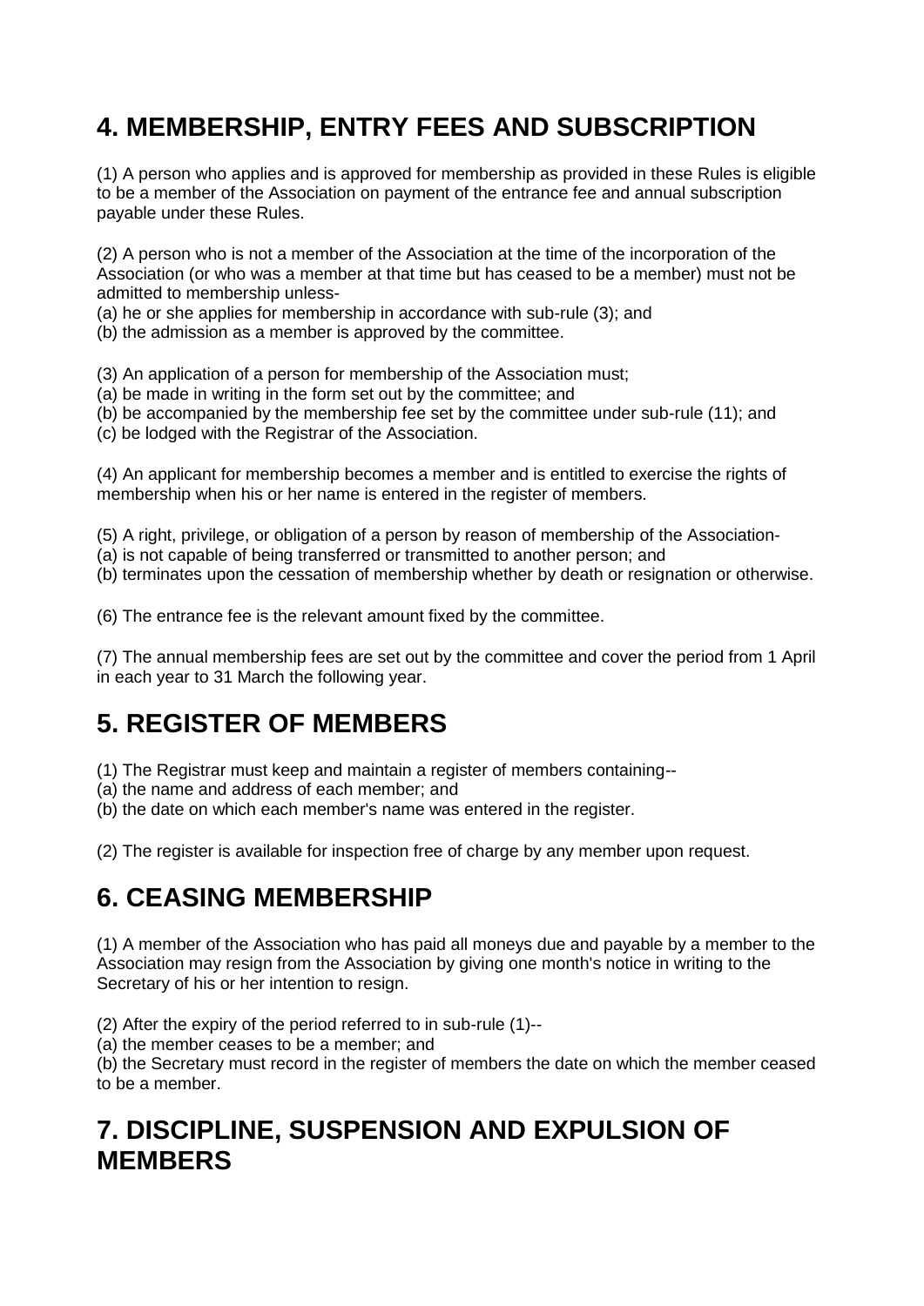## 4. MEMBERSHIP, ENTRY FEES AND SUBSCRIPTION

(1) A person who applies and is approved for membership as provided in these Rules is eligible to be a member of the Association on payment of the entrance fee and annual subscription payable under these Rules.

(2) A person who is not a member of the Association at the time of the incorporation of the Association (or who was a member at that time but has ceased to be a member) must not be admitted to membership unless-
(a) he or she applies for membership in accordance with sub-rule (3); and
(b) the admission as a member is approved by the committee.

(3) An application of a person for membership of the Association must;
(a) be made in writing in the form set out by the committee; and
(b) be accompanied by the membership fee set by the committee under sub-rule (11); and
(c) be lodged with the Registrar of the Association.

(4) An applicant for membership becomes a member and is entitled to exercise the rights of membership when his or her name is entered in the register of members.

(5) A right, privilege, or obligation of a person by reason of membership of the Association-
(a) is not capable of being transferred or transmitted to another person; and
(b) terminates upon the cessation of membership whether by death or resignation or otherwise.

(6) The entrance fee is the relevant amount fixed by the committee.

(7) The annual membership fees are set out by the committee and cover the period from 1 April in each year to 31 March the following year.

## 5. REGISTER OF MEMBERS

(1) The Registrar must keep and maintain a register of members containing--
(a) the name and address of each member; and
(b) the date on which each member's name was entered in the register.

(2) The register is available for inspection free of charge by any member upon request.

## 6. CEASING MEMBERSHIP

(1) A member of the Association who has paid all moneys due and payable by a member to the Association may resign from the Association by giving one month's notice in writing to the Secretary of his or her intention to resign.

(2) After the expiry of the period referred to in sub-rule (1)--
(a) the member ceases to be a member; and
(b) the Secretary must record in the register of members the date on which the member ceased to be a member.

## 7. DISCIPLINE, SUSPENSION AND EXPULSION OF MEMBERS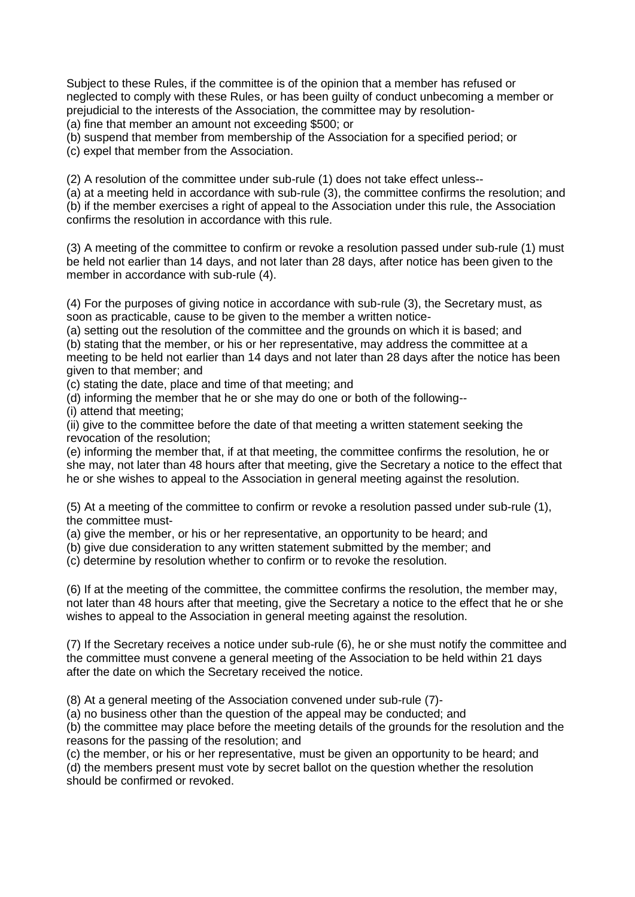Subject to these Rules, if the committee is of the opinion that a member has refused or neglected to comply with these Rules, or has been guilty of conduct unbecoming a member or prejudicial to the interests of the Association, the committee may by resolution-

(a) fine that member an amount not exceeding $500; or

(b) suspend that member from membership of the Association for a specified period; or

(c) expel that member from the Association.

(2) A resolution of the committee under sub-rule (1) does not take effect unless--

(a) at a meeting held in accordance with sub-rule (3), the committee confirms the resolution; and

(b) if the member exercises a right of appeal to the Association under this rule, the Association confirms the resolution in accordance with this rule.

(3) A meeting of the committee to confirm or revoke a resolution passed under sub-rule (1) must be held not earlier than 14 days, and not later than 28 days, after notice has been given to the member in accordance with sub-rule (4).

(4) For the purposes of giving notice in accordance with sub-rule (3), the Secretary must, as soon as practicable, cause to be given to the member a written notice-

(a) setting out the resolution of the committee and the grounds on which it is based; and

(b) stating that the member, or his or her representative, may address the committee at a meeting to be held not earlier than 14 days and not later than 28 days after the notice has been given to that member; and

(c) stating the date, place and time of that meeting; and

(d) informing the member that he or she may do one or both of the following--

(i) attend that meeting;

(ii) give to the committee before the date of that meeting a written statement seeking the revocation of the resolution;

(e) informing the member that, if at that meeting, the committee confirms the resolution, he or she may, not later than 48 hours after that meeting, give the Secretary a notice to the effect that he or she wishes to appeal to the Association in general meeting against the resolution.

(5) At a meeting of the committee to confirm or revoke a resolution passed under sub-rule (1), the committee must-

(a) give the member, or his or her representative, an opportunity to be heard; and

(b) give due consideration to any written statement submitted by the member; and

(c) determine by resolution whether to confirm or to revoke the resolution.

(6) If at the meeting of the committee, the committee confirms the resolution, the member may, not later than 48 hours after that meeting, give the Secretary a notice to the effect that he or she wishes to appeal to the Association in general meeting against the resolution.

(7) If the Secretary receives a notice under sub-rule (6), he or she must notify the committee and the committee must convene a general meeting of the Association to be held within 21 days after the date on which the Secretary received the notice.

(8) At a general meeting of the Association convened under sub-rule (7)-

(a) no business other than the question of the appeal may be conducted; and

(b) the committee may place before the meeting details of the grounds for the resolution and the reasons for the passing of the resolution; and

(c) the member, or his or her representative, must be given an opportunity to be heard; and

(d) the members present must vote by secret ballot on the question whether the resolution should be confirmed or revoked.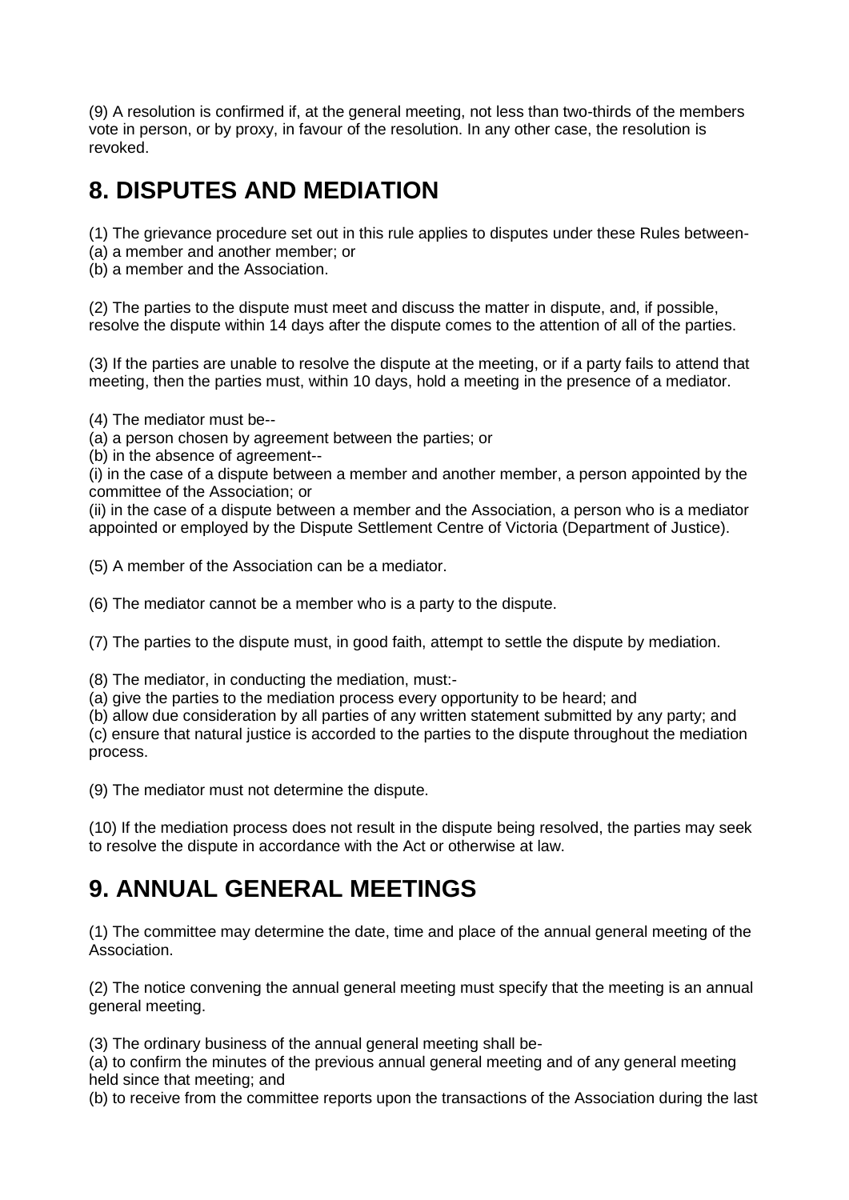(9) A resolution is confirmed if, at the general meeting, not less than two-thirds of the members vote in person, or by proxy, in favour of the resolution. In any other case, the resolution is revoked.

## 8. DISPUTES AND MEDIATION

(1) The grievance procedure set out in this rule applies to disputes under these Rules between-
(a) a member and another member; or
(b) a member and the Association.

(2) The parties to the dispute must meet and discuss the matter in dispute, and, if possible, resolve the dispute within 14 days after the dispute comes to the attention of all of the parties.

(3) If the parties are unable to resolve the dispute at the meeting, or if a party fails to attend that meeting, then the parties must, within 10 days, hold a meeting in the presence of a mediator.

(4) The mediator must be--
(a) a person chosen by agreement between the parties; or
(b) in the absence of agreement--
(i) in the case of a dispute between a member and another member, a person appointed by the committee of the Association; or
(ii) in the case of a dispute between a member and the Association, a person who is a mediator appointed or employed by the Dispute Settlement Centre of Victoria (Department of Justice).

(5) A member of the Association can be a mediator.

(6) The mediator cannot be a member who is a party to the dispute.

(7) The parties to the dispute must, in good faith, attempt to settle the dispute by mediation.

(8) The mediator, in conducting the mediation, must:-
(a) give the parties to the mediation process every opportunity to be heard; and
(b) allow due consideration by all parties of any written statement submitted by any party; and
(c) ensure that natural justice is accorded to the parties to the dispute throughout the mediation process.

(9) The mediator must not determine the dispute.

(10) If the mediation process does not result in the dispute being resolved, the parties may seek to resolve the dispute in accordance with the Act or otherwise at law.

## 9. ANNUAL GENERAL MEETINGS

(1) The committee may determine the date, time and place of the annual general meeting of the Association.

(2) The notice convening the annual general meeting must specify that the meeting is an annual general meeting.

(3) The ordinary business of the annual general meeting shall be-
(a) to confirm the minutes of the previous annual general meeting and of any general meeting held since that meeting; and
(b) to receive from the committee reports upon the transactions of the Association during the last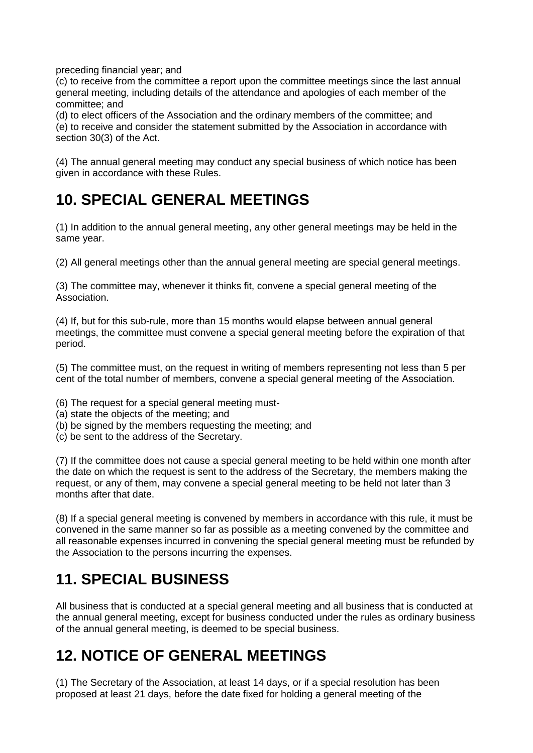preceding financial year; and

(c) to receive from the committee a report upon the committee meetings since the last annual general meeting, including details of the attendance and apologies of each member of the committee; and

(d) to elect officers of the Association and the ordinary members of the committee; and

(e) to receive and consider the statement submitted by the Association in accordance with section 30(3) of the Act.

(4) The annual general meeting may conduct any special business of which notice has been given in accordance with these Rules.

## 10. SPECIAL GENERAL MEETINGS

(1) In addition to the annual general meeting, any other general meetings may be held in the same year.

(2) All general meetings other than the annual general meeting are special general meetings.

(3) The committee may, whenever it thinks fit, convene a special general meeting of the Association.

(4) If, but for this sub-rule, more than 15 months would elapse between annual general meetings, the committee must convene a special general meeting before the expiration of that period.

(5) The committee must, on the request in writing of members representing not less than 5 per cent of the total number of members, convene a special general meeting of the Association.

(6) The request for a special general meeting must-

(a) state the objects of the meeting; and

(b) be signed by the members requesting the meeting; and

(c) be sent to the address of the Secretary.

(7) If the committee does not cause a special general meeting to be held within one month after the date on which the request is sent to the address of the Secretary, the members making the request, or any of them, may convene a special general meeting to be held not later than 3 months after that date.

(8) If a special general meeting is convened by members in accordance with this rule, it must be convened in the same manner so far as possible as a meeting convened by the committee and all reasonable expenses incurred in convening the special general meeting must be refunded by the Association to the persons incurring the expenses.

## 11. SPECIAL BUSINESS

All business that is conducted at a special general meeting and all business that is conducted at the annual general meeting, except for business conducted under the rules as ordinary business of the annual general meeting, is deemed to be special business.

## 12. NOTICE OF GENERAL MEETINGS

(1) The Secretary of the Association, at least 14 days, or if a special resolution has been proposed at least 21 days, before the date fixed for holding a general meeting of the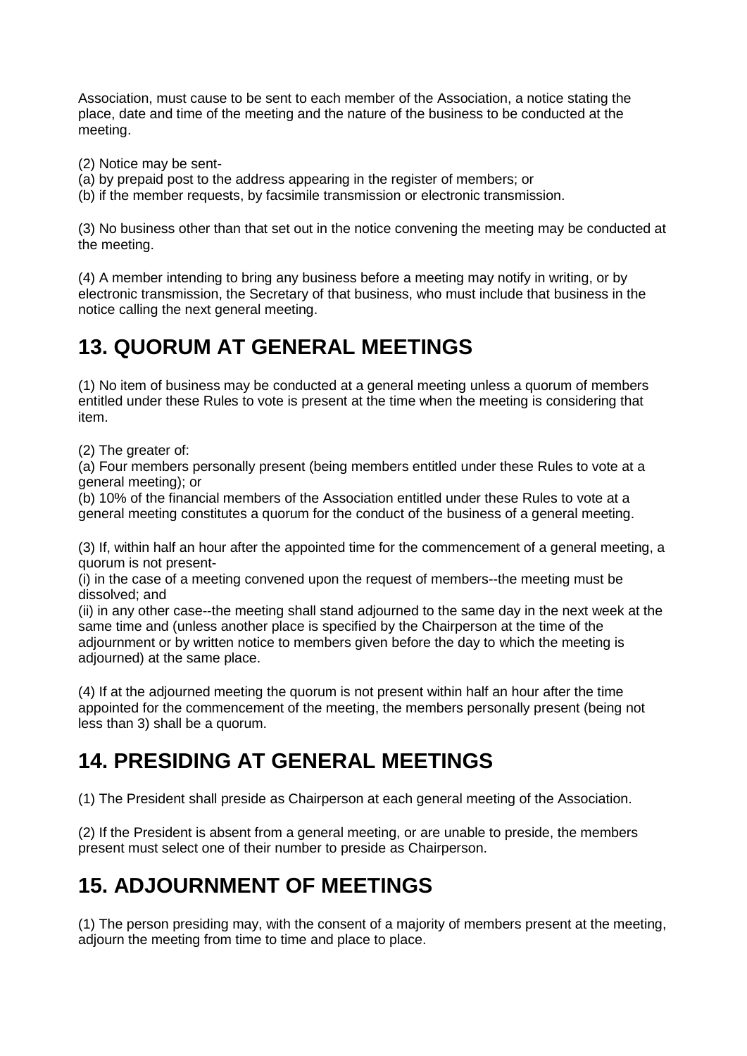Association, must cause to be sent to each member of the Association, a notice stating the place, date and time of the meeting and the nature of the business to be conducted at the meeting.

(2) Notice may be sent-
(a) by prepaid post to the address appearing in the register of members; or
(b) if the member requests, by facsimile transmission or electronic transmission.

(3) No business other than that set out in the notice convening the meeting may be conducted at the meeting.

(4) A member intending to bring any business before a meeting may notify in writing, or by electronic transmission, the Secretary of that business, who must include that business in the notice calling the next general meeting.

## 13. QUORUM AT GENERAL MEETINGS

(1) No item of business may be conducted at a general meeting unless a quorum of members entitled under these Rules to vote is present at the time when the meeting is considering that item.

(2) The greater of:
(a) Four members personally present (being members entitled under these Rules to vote at a general meeting); or
(b) 10% of the financial members of the Association entitled under these Rules to vote at a general meeting constitutes a quorum for the conduct of the business of a general meeting.

(3) If, within half an hour after the appointed time for the commencement of a general meeting, a quorum is not present-
(i) in the case of a meeting convened upon the request of members--the meeting must be dissolved; and
(ii) in any other case--the meeting shall stand adjourned to the same day in the next week at the same time and (unless another place is specified by the Chairperson at the time of the adjournment or by written notice to members given before the day to which the meeting is adjourned) at the same place.

(4) If at the adjourned meeting the quorum is not present within half an hour after the time appointed for the commencement of the meeting, the members personally present (being not less than 3) shall be a quorum.

## 14. PRESIDING AT GENERAL MEETINGS

(1) The President shall preside as Chairperson at each general meeting of the Association.

(2) If the President is absent from a general meeting, or are unable to preside, the members present must select one of their number to preside as Chairperson.

## 15. ADJOURNMENT OF MEETINGS

(1) The person presiding may, with the consent of a majority of members present at the meeting, adjourn the meeting from time to time and place to place.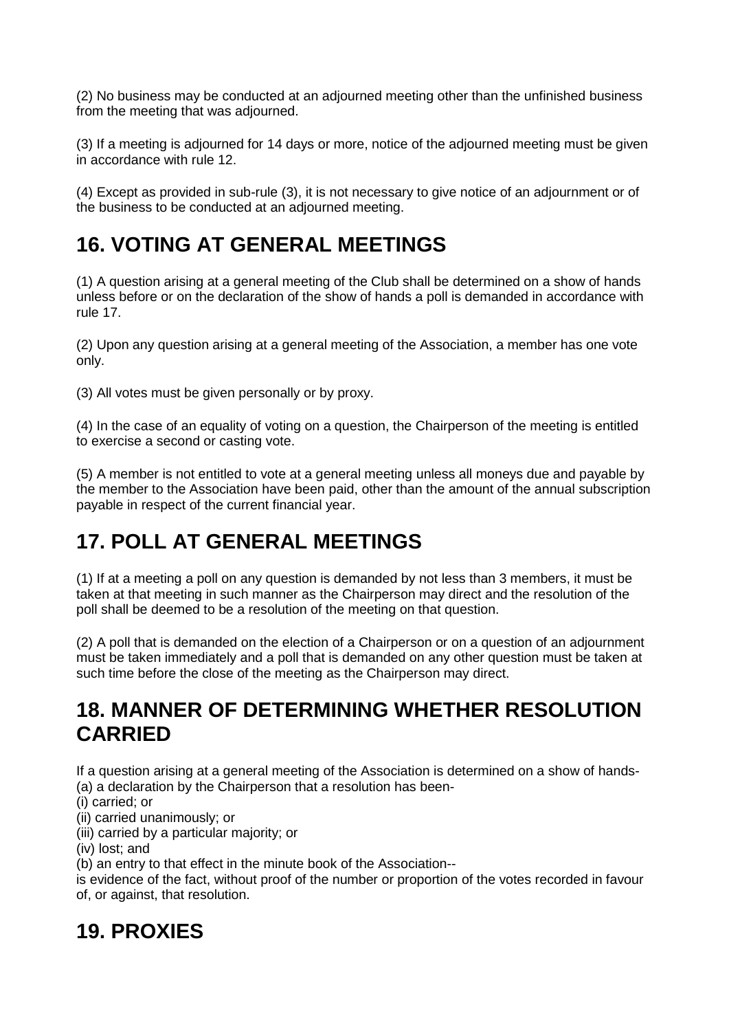(2) No business may be conducted at an adjourned meeting other than the unfinished business from the meeting that was adjourned.

(3) If a meeting is adjourned for 14 days or more, notice of the adjourned meeting must be given in accordance with rule 12.

(4) Except as provided in sub-rule (3), it is not necessary to give notice of an adjournment or of the business to be conducted at an adjourned meeting.

## 16. VOTING AT GENERAL MEETINGS

(1) A question arising at a general meeting of the Club shall be determined on a show of hands unless before or on the declaration of the show of hands a poll is demanded in accordance with rule 17.

(2) Upon any question arising at a general meeting of the Association, a member has one vote only.

(3) All votes must be given personally or by proxy.

(4) In the case of an equality of voting on a question, the Chairperson of the meeting is entitled to exercise a second or casting vote.

(5) A member is not entitled to vote at a general meeting unless all moneys due and payable by the member to the Association have been paid, other than the amount of the annual subscription payable in respect of the current financial year.

## 17. POLL AT GENERAL MEETINGS

(1) If at a meeting a poll on any question is demanded by not less than 3 members, it must be taken at that meeting in such manner as the Chairperson may direct and the resolution of the poll shall be deemed to be a resolution of the meeting on that question.

(2) A poll that is demanded on the election of a Chairperson or on a question of an adjournment must be taken immediately and a poll that is demanded on any other question must be taken at such time before the close of the meeting as the Chairperson may direct.

## 18. MANNER OF DETERMINING WHETHER RESOLUTION CARRIED

If a question arising at a general meeting of the Association is determined on a show of hands-
(a) a declaration by the Chairperson that a resolution has been-
(i) carried; or
(ii) carried unanimously; or
(iii) carried by a particular majority; or
(iv) lost; and
(b) an entry to that effect in the minute book of the Association--
is evidence of the fact, without proof of the number or proportion of the votes recorded in favour of, or against, that resolution.

## 19. PROXIES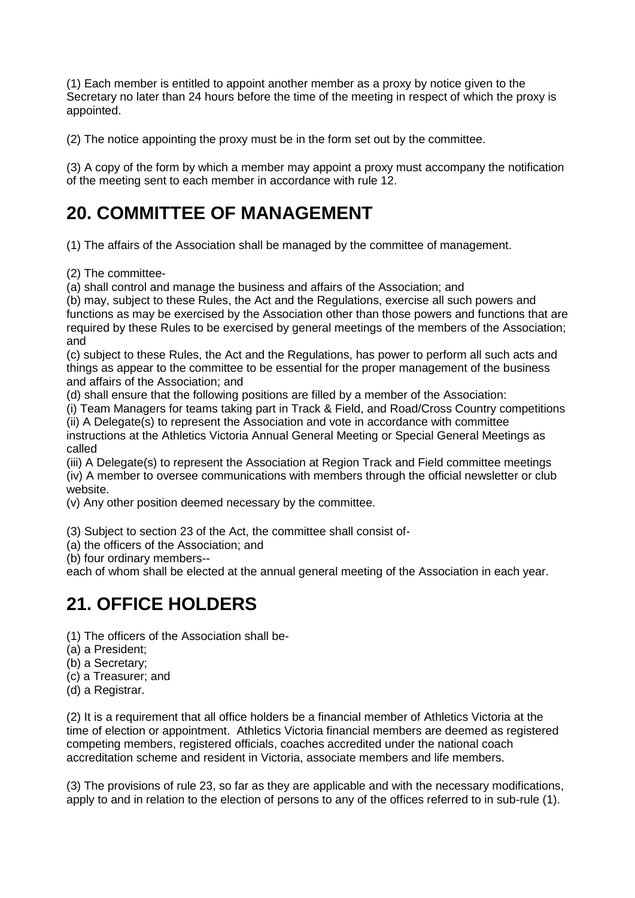(1) Each member is entitled to appoint another member as a proxy by notice given to the Secretary no later than 24 hours before the time of the meeting in respect of which the proxy is appointed.

(2) The notice appointing the proxy must be in the form set out by the committee.

(3) A copy of the form by which a member may appoint a proxy must accompany the notification of the meeting sent to each member in accordance with rule 12.

# 20. COMMITTEE OF MANAGEMENT

(1) The affairs of the Association shall be managed by the committee of management.

(2) The committee-
(a) shall control and manage the business and affairs of the Association; and
(b) may, subject to these Rules, the Act and the Regulations, exercise all such powers and functions as may be exercised by the Association other than those powers and functions that are required by these Rules to be exercised by general meetings of the members of the Association; and
(c) subject to these Rules, the Act and the Regulations, has power to perform all such acts and things as appear to the committee to be essential for the proper management of the business and affairs of the Association; and
(d) shall ensure that the following positions are filled by a member of the Association:
(i) Team Managers for teams taking part in Track & Field, and Road/Cross Country competitions
(ii) A Delegate(s) to represent the Association and vote in accordance with committee instructions at the Athletics Victoria Annual General Meeting or Special General Meetings as called
(iii) A Delegate(s) to represent the Association at Region Track and Field committee meetings
(iv) A member to oversee communications with members through the official newsletter or club website.
(v) Any other position deemed necessary by the committee.

(3) Subject to section 23 of the Act, the committee shall consist of-
(a) the officers of the Association; and
(b) four ordinary members--
each of whom shall be elected at the annual general meeting of the Association in each year.

# 21. OFFICE HOLDERS

(1) The officers of the Association shall be-
(a) a President;
(b) a Secretary;
(c) a Treasurer; and
(d) a Registrar.

(2) It is a requirement that all office holders be a financial member of Athletics Victoria at the time of election or appointment. Athletics Victoria financial members are deemed as registered competing members, registered officials, coaches accredited under the national coach accreditation scheme and resident in Victoria, associate members and life members.

(3) The provisions of rule 23, so far as they are applicable and with the necessary modifications, apply to and in relation to the election of persons to any of the offices referred to in sub-rule (1).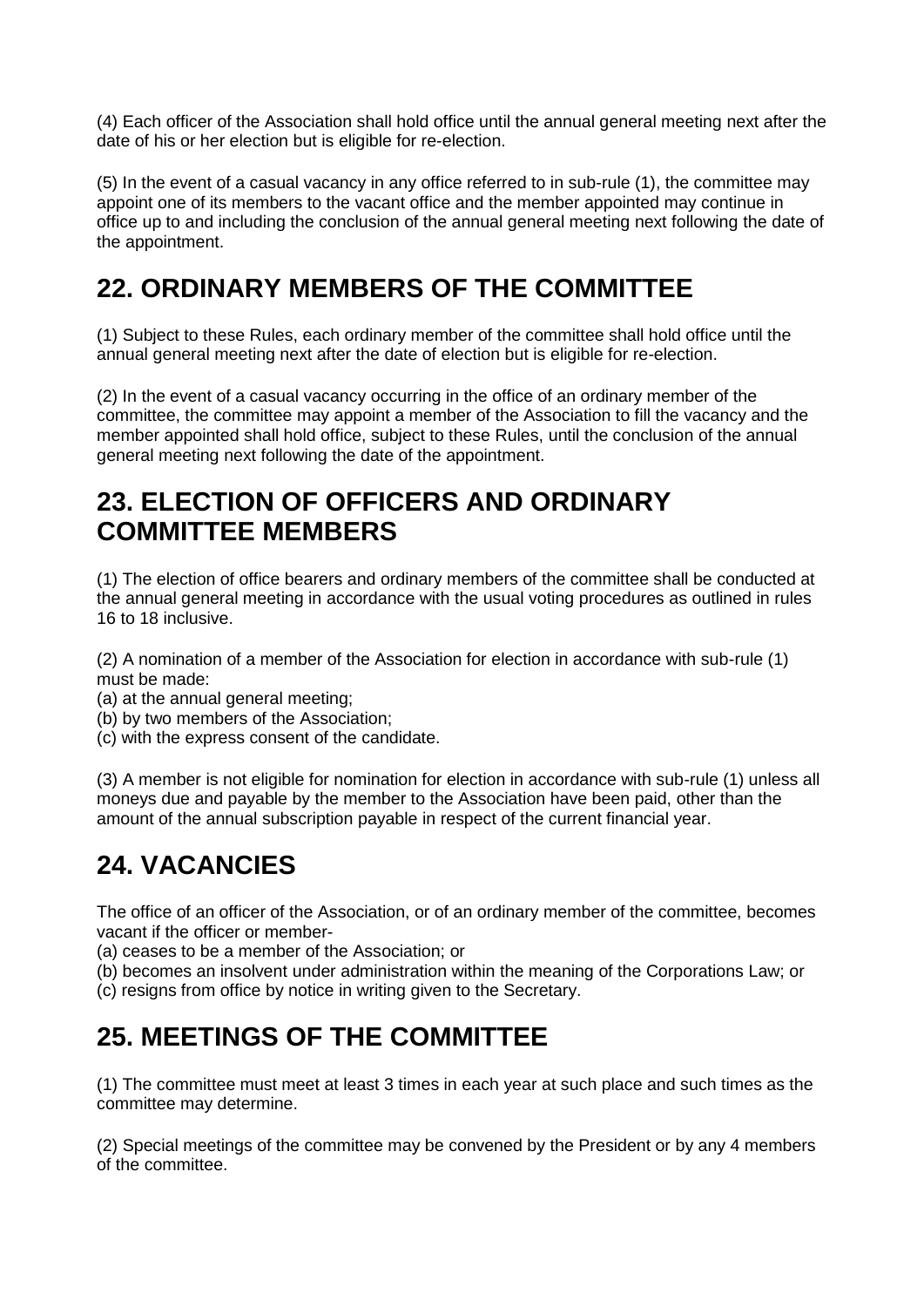(4) Each officer of the Association shall hold office until the annual general meeting next after the date of his or her election but is eligible for re-election.

(5) In the event of a casual vacancy in any office referred to in sub-rule (1), the committee may appoint one of its members to the vacant office and the member appointed may continue in office up to and including the conclusion of the annual general meeting next following the date of the appointment.

## 22. ORDINARY MEMBERS OF THE COMMITTEE

(1) Subject to these Rules, each ordinary member of the committee shall hold office until the annual general meeting next after the date of election but is eligible for re-election.

(2) In the event of a casual vacancy occurring in the office of an ordinary member of the committee, the committee may appoint a member of the Association to fill the vacancy and the member appointed shall hold office, subject to these Rules, until the conclusion of the annual general meeting next following the date of the appointment.

## 23. ELECTION OF OFFICERS AND ORDINARY COMMITTEE MEMBERS

(1) The election of office bearers and ordinary members of the committee shall be conducted at the annual general meeting in accordance with the usual voting procedures as outlined in rules 16 to 18 inclusive.

(2) A nomination of a member of the Association for election in accordance with sub-rule (1) must be made:
(a) at the annual general meeting;
(b) by two members of the Association;
(c) with the express consent of the candidate.

(3) A member is not eligible for nomination for election in accordance with sub-rule (1) unless all moneys due and payable by the member to the Association have been paid, other than the amount of the annual subscription payable in respect of the current financial year.

## 24. VACANCIES

The office of an officer of the Association, or of an ordinary member of the committee, becomes vacant if the officer or member-
(a) ceases to be a member of the Association; or
(b) becomes an insolvent under administration within the meaning of the Corporations Law; or
(c) resigns from office by notice in writing given to the Secretary.

## 25. MEETINGS OF THE COMMITTEE

(1) The committee must meet at least 3 times in each year at such place and such times as the committee may determine.

(2) Special meetings of the committee may be convened by the President or by any 4 members of the committee.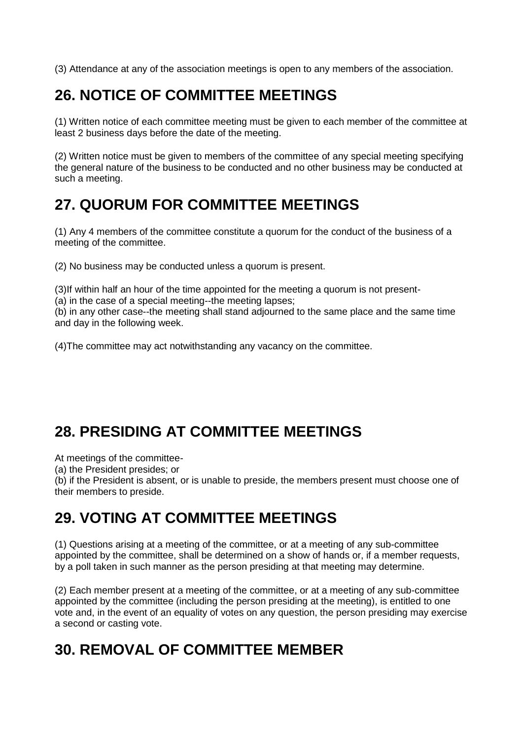(3) Attendance at any of the association meetings is open to any members of the association.

## 26. NOTICE OF COMMITTEE MEETINGS

(1) Written notice of each committee meeting must be given to each member of the committee at least 2 business days before the date of the meeting.

(2) Written notice must be given to members of the committee of any special meeting specifying the general nature of the business to be conducted and no other business may be conducted at such a meeting.

## 27. QUORUM FOR COMMITTEE MEETINGS

(1) Any 4 members of the committee constitute a quorum for the conduct of the business of a meeting of the committee.

(2) No business may be conducted unless a quorum is present.

(3)If within half an hour of the time appointed for the meeting a quorum is not present-
(a) in the case of a special meeting--the meeting lapses;
(b) in any other case--the meeting shall stand adjourned to the same place and the same time and day in the following week.

(4)The committee may act notwithstanding any vacancy on the committee.

## 28. PRESIDING AT COMMITTEE MEETINGS

At meetings of the committee-
(a) the President presides; or
(b) if the President is absent, or is unable to preside, the members present must choose one of their members to preside.

## 29. VOTING AT COMMITTEE MEETINGS

(1) Questions arising at a meeting of the committee, or at a meeting of any sub-committee appointed by the committee, shall be determined on a show of hands or, if a member requests, by a poll taken in such manner as the person presiding at that meeting may determine.

(2) Each member present at a meeting of the committee, or at a meeting of any sub-committee appointed by the committee (including the person presiding at the meeting), is entitled to one vote and, in the event of an equality of votes on any question, the person presiding may exercise a second or casting vote.

## 30. REMOVAL OF COMMITTEE MEMBER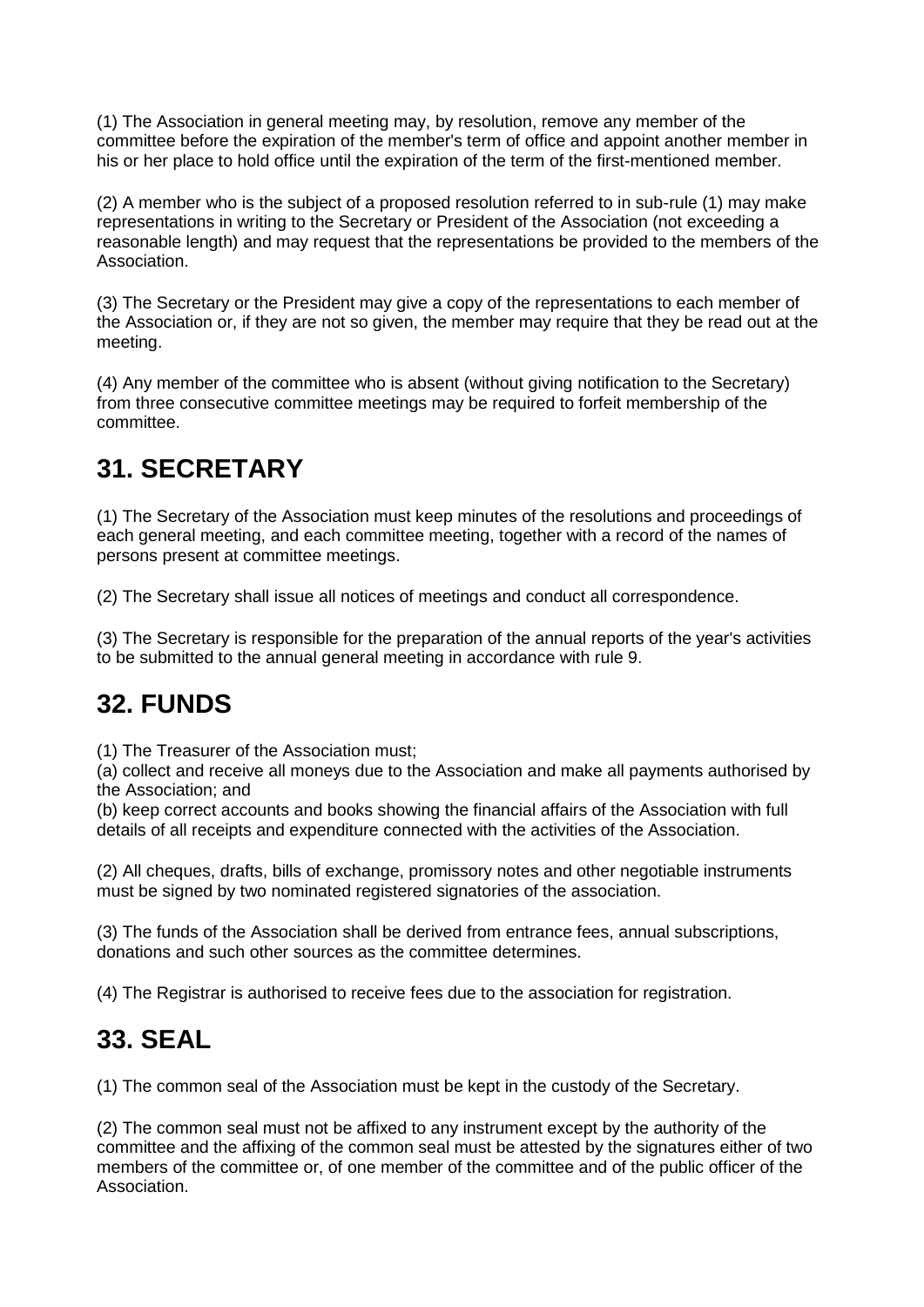(1) The Association in general meeting may, by resolution, remove any member of the committee before the expiration of the member's term of office and appoint another member in his or her place to hold office until the expiration of the term of the first-mentioned member.

(2) A member who is the subject of a proposed resolution referred to in sub-rule (1) may make representations in writing to the Secretary or President of the Association (not exceeding a reasonable length) and may request that the representations be provided to the members of the Association.

(3) The Secretary or the President may give a copy of the representations to each member of the Association or, if they are not so given, the member may require that they be read out at the meeting.

(4) Any member of the committee who is absent (without giving notification to the Secretary) from three consecutive committee meetings may be required to forfeit membership of the committee.

## 31. SECRETARY

(1) The Secretary of the Association must keep minutes of the resolutions and proceedings of each general meeting, and each committee meeting, together with a record of the names of persons present at committee meetings.

(2) The Secretary shall issue all notices of meetings and conduct all correspondence.

(3) The Secretary is responsible for the preparation of the annual reports of the year's activities to be submitted to the annual general meeting in accordance with rule 9.

## 32. FUNDS

(1) The Treasurer of the Association must;
(a) collect and receive all moneys due to the Association and make all payments authorised by the Association; and
(b) keep correct accounts and books showing the financial affairs of the Association with full details of all receipts and expenditure connected with the activities of the Association.

(2) All cheques, drafts, bills of exchange, promissory notes and other negotiable instruments must be signed by two nominated registered signatories of the association.

(3) The funds of the Association shall be derived from entrance fees, annual subscriptions, donations and such other sources as the committee determines.

(4) The Registrar is authorised to receive fees due to the association for registration.

## 33. SEAL

(1) The common seal of the Association must be kept in the custody of the Secretary.

(2) The common seal must not be affixed to any instrument except by the authority of the committee and the affixing of the common seal must be attested by the signatures either of two members of the committee or, of one member of the committee and of the public officer of the Association.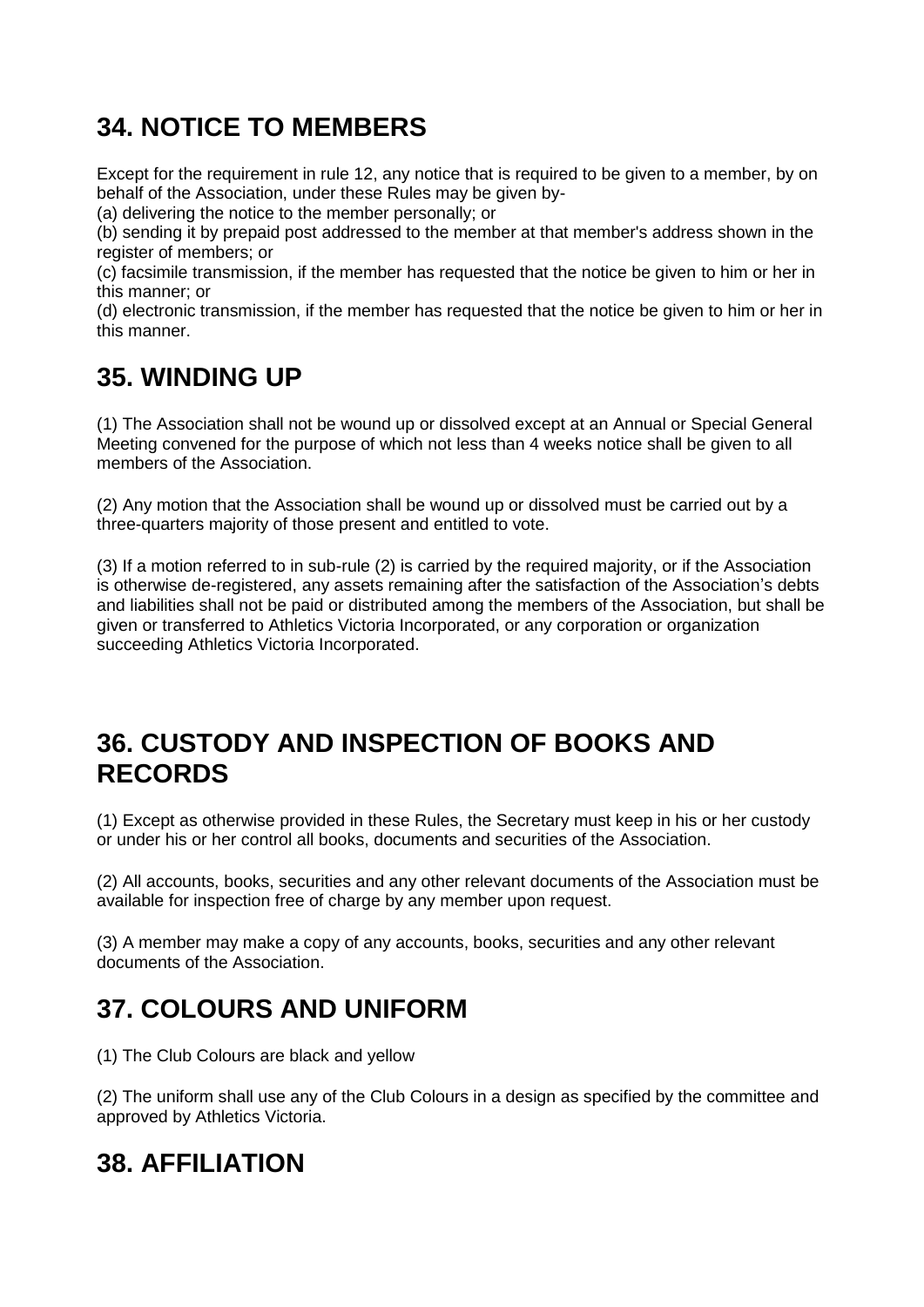## 34. NOTICE TO MEMBERS

Except for the requirement in rule 12, any notice that is required to be given to a member, by on behalf of the Association, under these Rules may be given by-

(a) delivering the notice to the member personally; or

(b) sending it by prepaid post addressed to the member at that member's address shown in the register of members; or

(c) facsimile transmission, if the member has requested that the notice be given to him or her in this manner; or

(d) electronic transmission, if the member has requested that the notice be given to him or her in this manner.

## 35. WINDING UP

(1) The Association shall not be wound up or dissolved except at an Annual or Special General Meeting convened for the purpose of which not less than 4 weeks notice shall be given to all members of the Association.

(2) Any motion that the Association shall be wound up or dissolved must be carried out by a three-quarters majority of those present and entitled to vote.

(3) If a motion referred to in sub-rule (2) is carried by the required majority, or if the Association is otherwise de-registered, any assets remaining after the satisfaction of the Association's debts and liabilities shall not be paid or distributed among the members of the Association, but shall be given or transferred to Athletics Victoria Incorporated, or any corporation or organization succeeding Athletics Victoria Incorporated.

## 36. CUSTODY AND INSPECTION OF BOOKS AND RECORDS

(1) Except as otherwise provided in these Rules, the Secretary must keep in his or her custody or under his or her control all books, documents and securities of the Association.

(2) All accounts, books, securities and any other relevant documents of the Association must be available for inspection free of charge by any member upon request.

(3) A member may make a copy of any accounts, books, securities and any other relevant documents of the Association.

## 37. COLOURS AND UNIFORM

(1) The Club Colours are black and yellow

(2) The uniform shall use any of the Club Colours in a design as specified by the committee and approved by Athletics Victoria.

## 38. AFFILIATION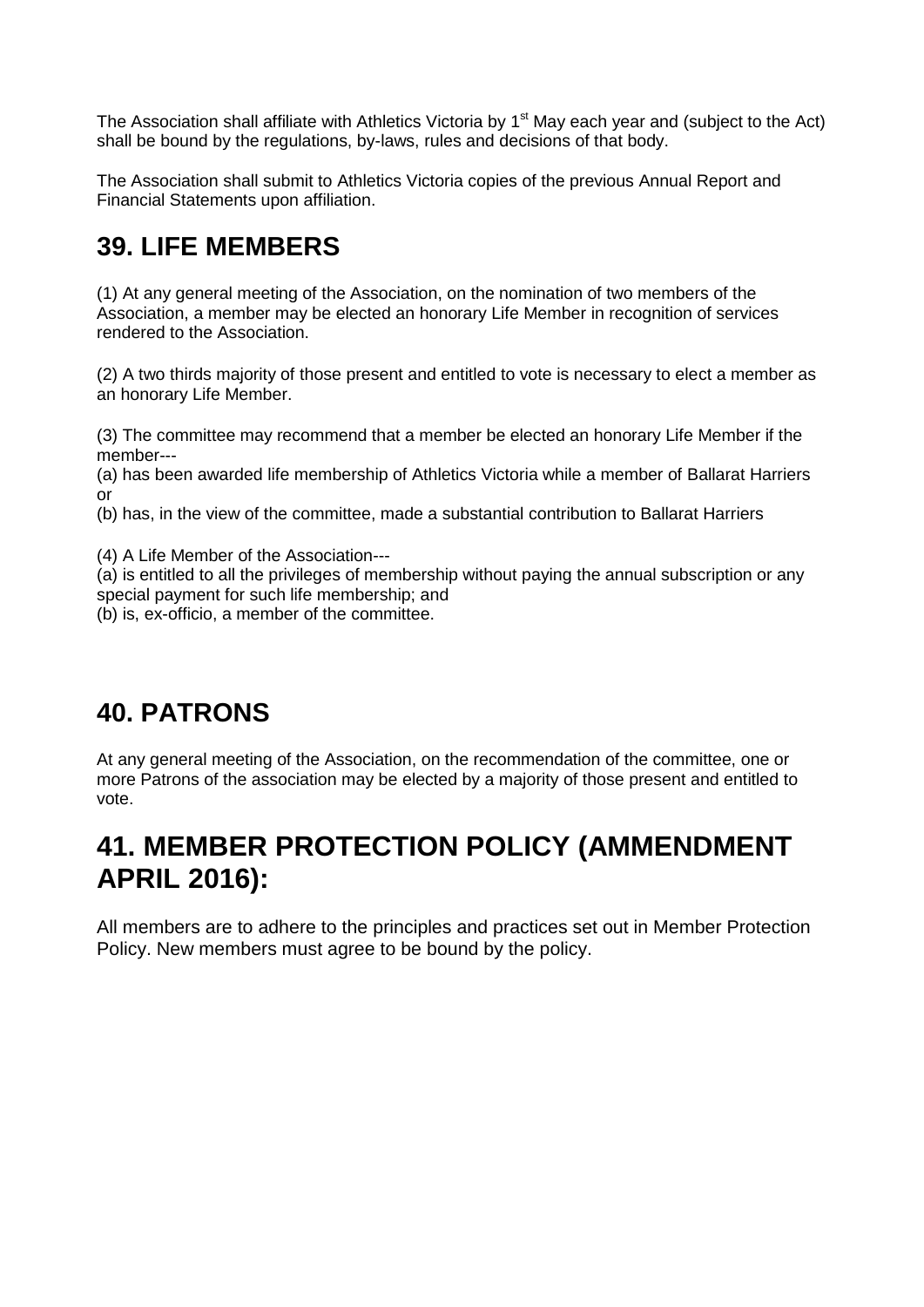The Association shall affiliate with Athletics Victoria by 1st May each year and (subject to the Act) shall be bound by the regulations, by-laws, rules and decisions of that body.

The Association shall submit to Athletics Victoria copies of the previous Annual Report and Financial Statements upon affiliation.

## 39. LIFE MEMBERS

(1) At any general meeting of the Association, on the nomination of two members of the Association, a member may be elected an honorary Life Member in recognition of services rendered to the Association.

(2) A two thirds majority of those present and entitled to vote is necessary to elect a member as an honorary Life Member.

(3) The committee may recommend that a member be elected an honorary Life Member if the member---
(a) has been awarded life membership of Athletics Victoria while a member of Ballarat Harriers or
(b) has, in the view of the committee, made a substantial contribution to Ballarat Harriers

(4) A Life Member of the Association---
(a) is entitled to all the privileges of membership without paying the annual subscription or any special payment for such life membership; and
(b) is, ex-officio, a member of the committee.

## 40. PATRONS

At any general meeting of the Association, on the recommendation of the committee, one or more Patrons of the association may be elected by a majority of those present and entitled to vote.

## 41. MEMBER PROTECTION POLICY (AMMENDMENT APRIL 2016):

All members are to adhere to the principles and practices set out in Member Protection Policy. New members must agree to be bound by the policy.